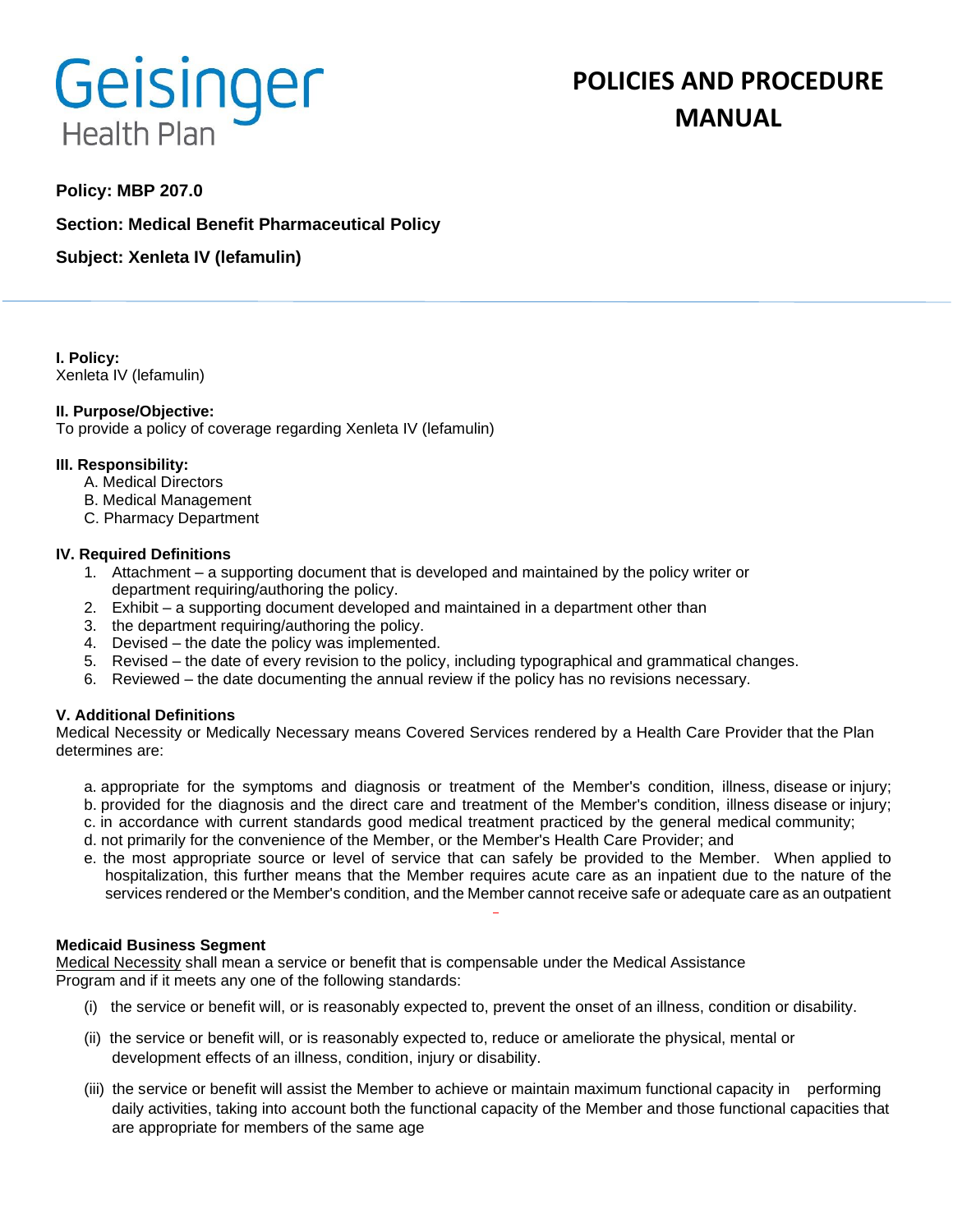Geisinger Health Plan

# POLICIES AND PROCEDURE MANUAL

**Policy: MBP 207.0**

**Section: Medical Benefit Pharmaceutical Policy**

**Subject: Xenleta IV (lefamulin)**

**I. Policy:**
Xenleta IV (lefamulin)

**II. Purpose/Objective:**
To provide a policy of coverage regarding Xenleta IV (lefamulin)

**III. Responsibility:**

A. Medical Directors
B. Medical Management
C. Pharmacy Department

**IV. Required Definitions**

1. Attachment – a supporting document that is developed and maintained by the policy writer or department requiring/authoring the policy.
2. Exhibit – a supporting document developed and maintained in a department other than
3. the department requiring/authoring the policy.
4. Devised – the date the policy was implemented.
5. Revised – the date of every revision to the policy, including typographical and grammatical changes.
6. Reviewed – the date documenting the annual review if the policy has no revisions necessary.

**V. Additional Definitions**
Medical Necessity or Medically Necessary means Covered Services rendered by a Health Care Provider that the Plan determines are:

a. appropriate for the symptoms and diagnosis or treatment of the Member's condition, illness, disease or injury;
b. provided for the diagnosis and the direct care and treatment of the Member's condition, illness disease or injury;
c. in accordance with current standards good medical treatment practiced by the general medical community;
d. not primarily for the convenience of the Member, or the Member's Health Care Provider; and
e. the most appropriate source or level of service that can safely be provided to the Member. When applied to hospitalization, this further means that the Member requires acute care as an inpatient due to the nature of the services rendered or the Member's condition, and the Member cannot receive safe or adequate care as an outpatient

**Medicaid Business Segment**
Medical Necessity shall mean a service or benefit that is compensable under the Medical Assistance Program and if it meets any one of the following standards:

(i) the service or benefit will, or is reasonably expected to, prevent the onset of an illness, condition or disability.

(ii) the service or benefit will, or is reasonably expected to, reduce or ameliorate the physical, mental or development effects of an illness, condition, injury or disability.

(iii) the service or benefit will assist the Member to achieve or maintain maximum functional capacity in performing daily activities, taking into account both the functional capacity of the Member and those functional capacities that are appropriate for members of the same age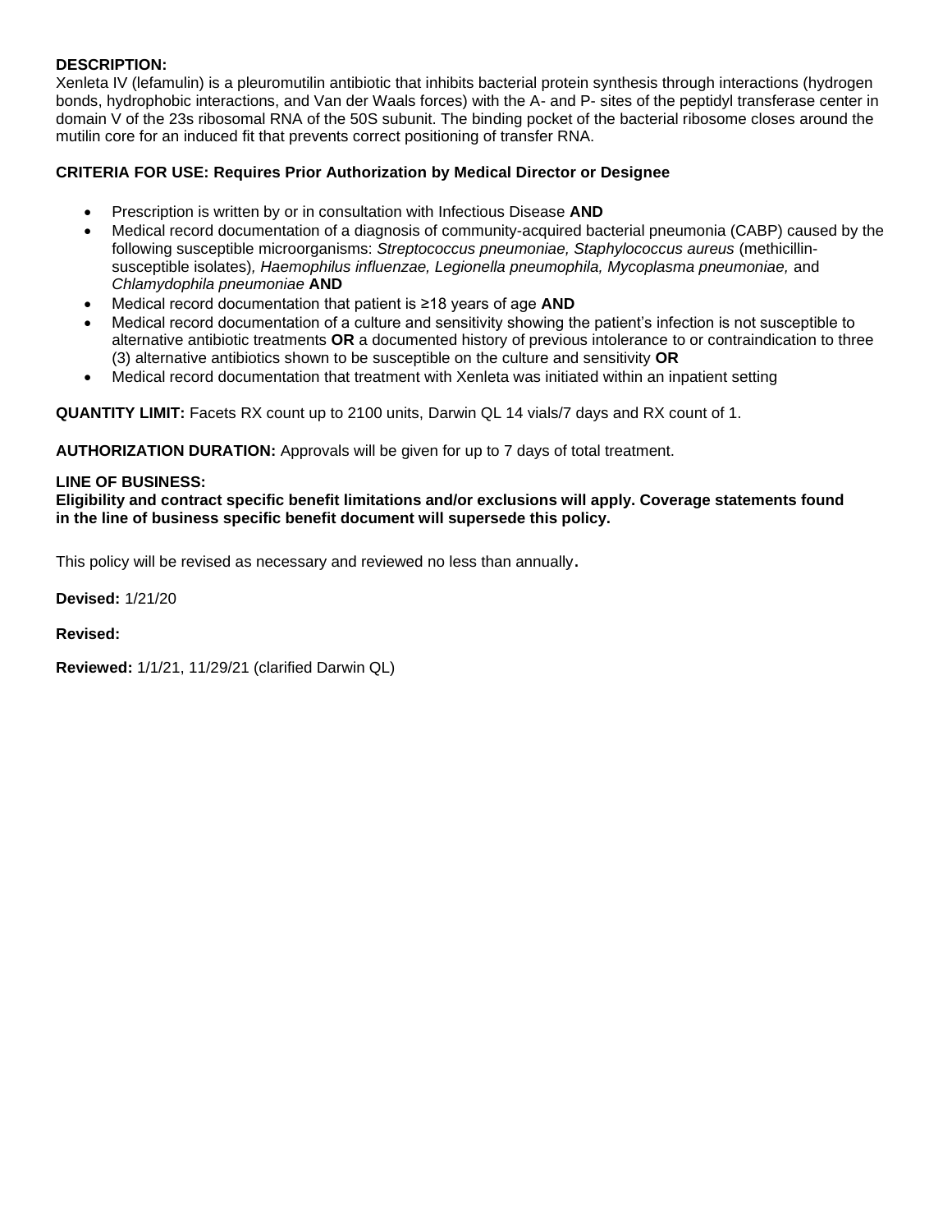**DESCRIPTION:**
Xenleta IV (lefamulin) is a pleuromutilin antibiotic that inhibits bacterial protein synthesis through interactions (hydrogen bonds, hydrophobic interactions, and Van der Waals forces) with the A- and P- sites of the peptidyl transferase center in domain V of the 23s ribosomal RNA of the 50S subunit. The binding pocket of the bacterial ribosome closes around the mutilin core for an induced fit that prevents correct positioning of transfer RNA.

**CRITERIA FOR USE: Requires Prior Authorization by Medical Director or Designee**

- Prescription is written by or in consultation with Infectious Disease **AND**
- Medical record documentation of a diagnosis of community-acquired bacterial pneumonia (CABP) caused by the following susceptible microorganisms: *Streptococcus pneumoniae, Staphylococcus aureus* (methicillin-susceptible isolates), *Haemophilus influenzae, Legionella pneumophila, Mycoplasma pneumoniae,* and *Chlamydophila pneumoniae* **AND**
- Medical record documentation that patient is ≥18 years of age **AND**
- Medical record documentation of a culture and sensitivity showing the patient's infection is not susceptible to alternative antibiotic treatments **OR** a documented history of previous intolerance to or contraindication to three (3) alternative antibiotics shown to be susceptible on the culture and sensitivity **OR**
- Medical record documentation that treatment with Xenleta was initiated within an inpatient setting

**QUANTITY LIMIT:** Facets RX count up to 2100 units, Darwin QL 14 vials/7 days and RX count of 1.

**AUTHORIZATION DURATION:** Approvals will be given for up to 7 days of total treatment.

**LINE OF BUSINESS:**
**Eligibility and contract specific benefit limitations and/or exclusions will apply. Coverage statements found in the line of business specific benefit document will supersede this policy.**

This policy will be revised as necessary and reviewed no less than annually.

**Devised:** 1/21/20

**Revised:**

**Reviewed:** 1/1/21, 11/29/21 (clarified Darwin QL)